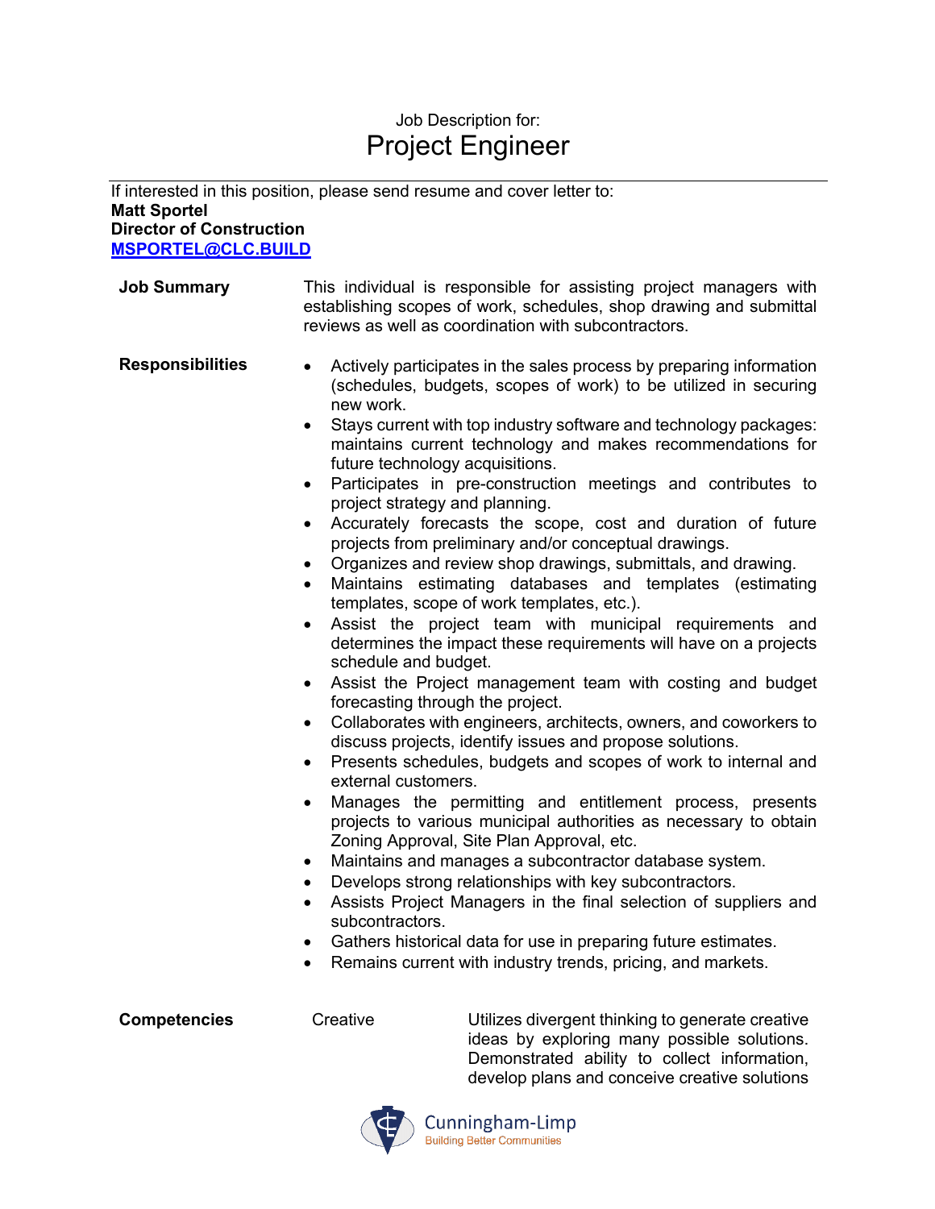Job Description for:

# Project Engineer

If interested in this position, please send resume and cover letter to:
**Matt Sportel**
**Director of Construction**
**[MSPORTEL@CLC.BUILD](mailto:MSPORTEL@CLC.BUILD)**

**Job Summary**

This individual is responsible for assisting project managers with establishing scopes of work, schedules, shop drawing and submittal reviews as well as coordination with subcontractors.

**Responsibilities**

- Actively participates in the sales process by preparing information (schedules, budgets, scopes of work) to be utilized in securing new work.
- Stays current with top industry software and technology packages: maintains current technology and makes recommendations for future technology acquisitions.
- Participates in pre-construction meetings and contributes to project strategy and planning.
- Accurately forecasts the scope, cost and duration of future projects from preliminary and/or conceptual drawings.
- Organizes and review shop drawings, submittals, and drawing.
- Maintains estimating databases and templates (estimating templates, scope of work templates, etc.).
- Assist the project team with municipal requirements and determines the impact these requirements will have on a projects schedule and budget.
- Assist the Project management team with costing and budget forecasting through the project.
- Collaborates with engineers, architects, owners, and coworkers to discuss projects, identify issues and propose solutions.
- Presents schedules, budgets and scopes of work to internal and external customers.
- Manages the permitting and entitlement process, presents projects to various municipal authorities as necessary to obtain Zoning Approval, Site Plan Approval, etc.
- Maintains and manages a subcontractor database system.
- Develops strong relationships with key subcontractors.
- Assists Project Managers in the final selection of suppliers and subcontractors.
- Gathers historical data for use in preparing future estimates.
- Remains current with industry trends, pricing, and markets.

**Competencies**

Creative — Utilizes divergent thinking to generate creative ideas by exploring many possible solutions. Demonstrated ability to collect information, develop plans and conceive creative solutions

Cunningham-Limp
Building Better Communities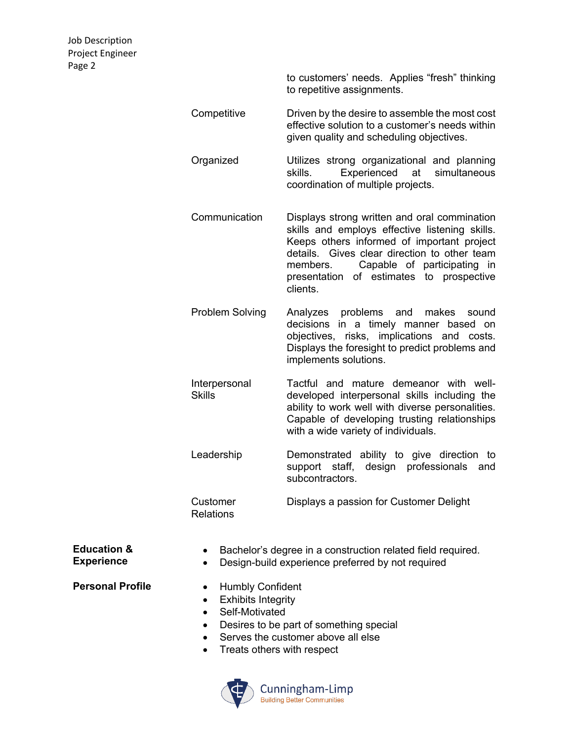to customers' needs. Applies "fresh" thinking to repetitive assignments.

| | |
|---|---|
| Competitive | Driven by the desire to assemble the most cost effective solution to a customer's needs within given quality and scheduling objectives. |
| Organized | Utilizes strong organizational and planning skills. Experienced at simultaneous coordination of multiple projects. |
| Communication | Displays strong written and oral commination skills and employs effective listening skills. Keeps others informed of important project details. Gives clear direction to other team members. Capable of participating in presentation of estimates to prospective clients. |
| Problem Solving | Analyzes problems and makes sound decisions in a timely manner based on objectives, risks, implications and costs. Displays the foresight to predict problems and implements solutions. |
| Interpersonal Skills | Tactful and mature demeanor with well-developed interpersonal skills including the ability to work well with diverse personalities. Capable of developing trusting relationships with a wide variety of individuals. |
| Leadership | Demonstrated ability to give direction to support staff, design professionals and subcontractors. |
| Customer Relations | Displays a passion for Customer Delight |

**Education & Experience**

- Bachelor's degree in a construction related field required.
- Design-build experience preferred by not required

**Personal Profile**

- Humbly Confident
- Exhibits Integrity
- Self-Motivated
- Desires to be part of something special
- Serves the customer above all else
- Treats others with respect

Cunningham-Limp
Building Better Communities